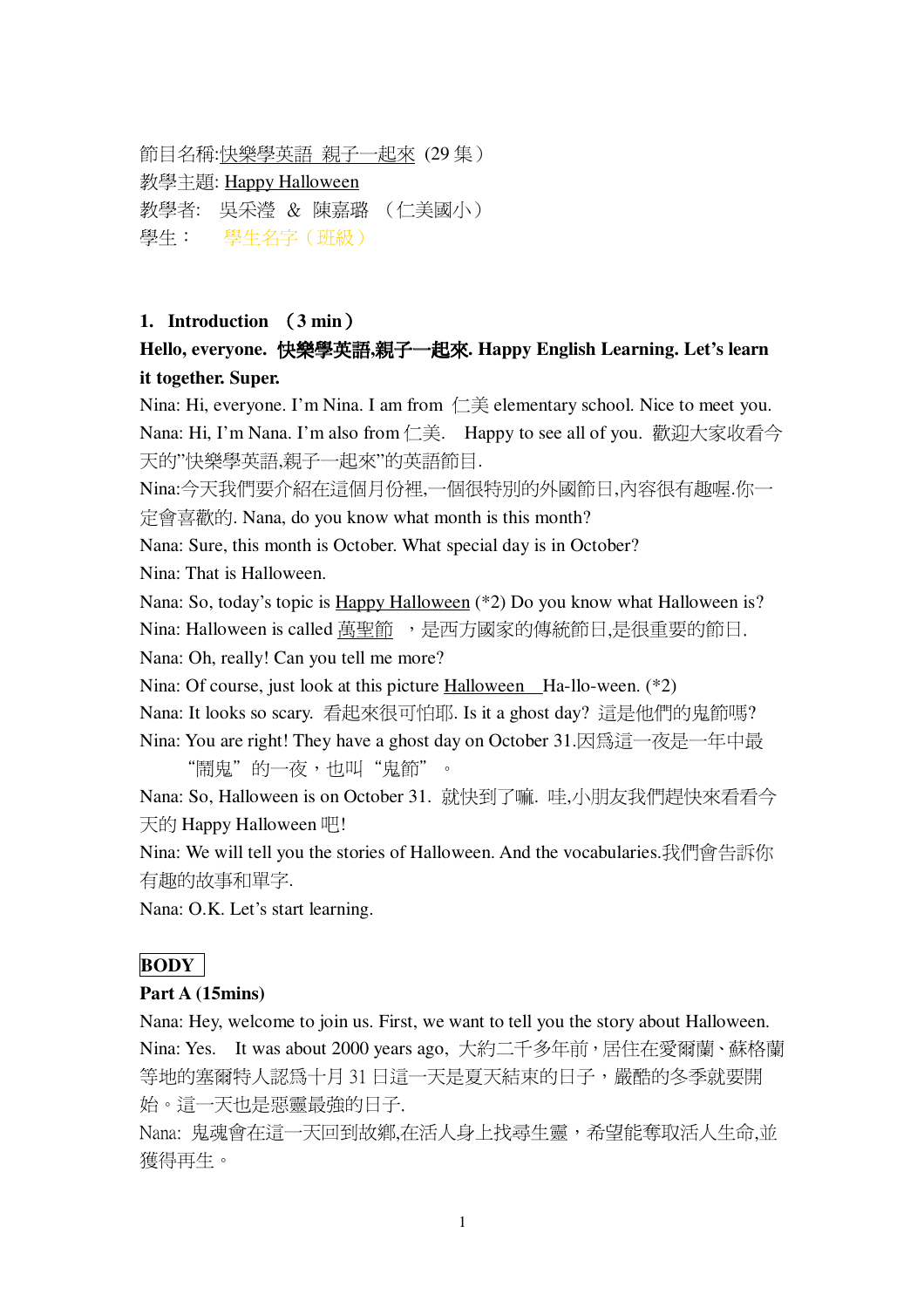節目名稱:快樂學英語 親子一起來 (29 集)
教學主題: Happy Halloween
教學者: 吳采瀅 & 陳嘉璐 (仁美國小)
學生： 學生名字（班級）

**1. Introduction (3 min)**

**Hello, everyone. 快樂學英語,親子一起來. Happy English Learning. Let's learn it together. Super.**

Nina: Hi, everyone. I'm Nina. I am from 仁美 elementary school. Nice to meet you.

Nana: Hi, I'm Nana. I'm also from 仁美. Happy to see all of you. 歡迎大家收看今天的"快樂學英語,親子一起來"的英語節目.

Nina:今天我們要介紹在這個月份裡,一個很特別的外國節日,內容很有趣喔.你一定會喜歡的. Nana, do you know what month is this month?

Nana: Sure, this month is October. What special day is in October?

Nina: That is Halloween.

Nana: So, today's topic is Happy Halloween (*2) Do you know what Halloween is?

Nina: Halloween is called 萬聖節 ，是西方國家的傳統節日,是很重要的節日.

Nana: Oh, really! Can you tell me more?

Nina: Of course, just look at this picture Halloween Ha-llo-ween. (*2)

Nana: It looks so scary. 看起來很可怕耶. Is it a ghost day? 這是他們的鬼節嗎?

Nina: You are right! They have a ghost day on October 31.因爲這一夜是一年中最"鬧鬼"的一夜，也叫"鬼節"。

Nana: So, Halloween is on October 31. 就快到了嘛. 哇,小朋友我們趕快來看看今天的 Happy Halloween 吧!

Nina: We will tell you the stories of Halloween. And the vocabularies.我們會告訴你有趣的故事和單字.

Nana: O.K. Let's start learning.

**BODY**

**Part A (15mins)**

Nana: Hey, welcome to join us. First, we want to tell you the story about Halloween.

Nina: Yes. It was about 2000 years ago, 大約二千多年前，居住在愛爾蘭、蘇格蘭等地的塞爾特人認爲十月 31 日這一天是夏天結束的日子，嚴酷的冬季就要開始。這一天也是惡靈最強的日子.

Nana: 鬼魂會在這一天回到故鄉,在活人身上找尋生靈，希望能奪取活人生命,並獲得再生。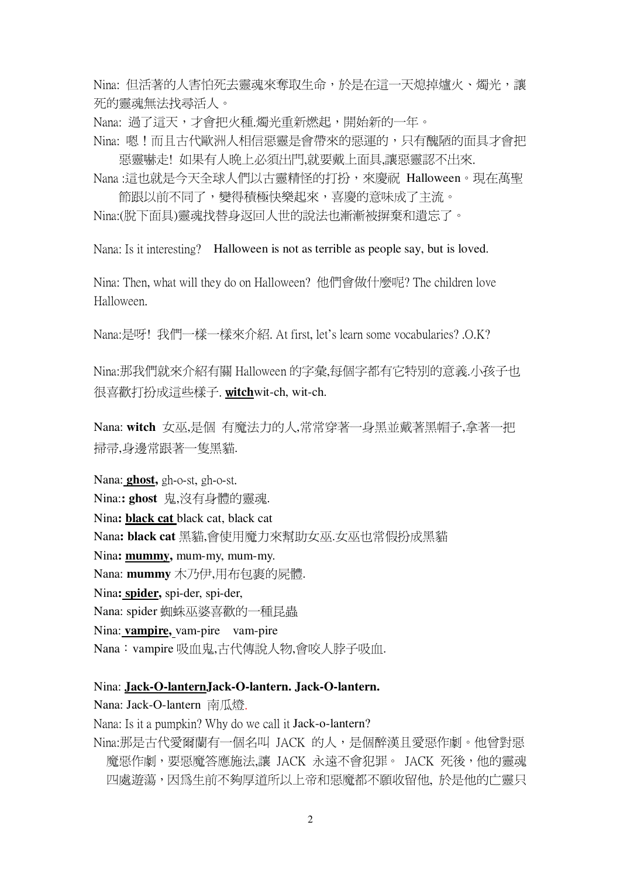Nina: 但活著的人害怕死去靈魂來奪取生命，於是在這一天熄掉爐火、燭光，讓死的靈魂無法找尋活人。

Nana: 過了這天，才會把火種.燭光重新燃起，開始新的一年。

Nina: 嗯！而且古代歐洲人相信惡靈是會帶來的惡運的，只有醜陋的面具才會把惡靈嚇走! 如果有人晚上必須出門,就要戴上面具,讓惡靈認不出來.

Nana :這也就是今天全球人們以古靈精怪的打扮，來慶祝 Halloween。現在萬聖節跟以前不同了，變得積極快樂起來，喜慶的意味成了主流。

Nina:(脫下面具)靈魂找替身返回人世的說法也漸漸被摒棄和遺忘了。

Nana: Is it interesting? Halloween is not as terrible as people say, but is loved.

Nina: Then, what will they do on Halloween? 他們會做什麼呢? The children love Halloween.

Nana:是呀! 我們一樣一樣來介紹. At first, let's learn some vocabularies? .O.K?

Nina:那我們就來介紹有關 Halloween 的字彙,每個字都有它特別的意義.小孩子也很喜歡打扮成這些樣子. <u>**witch**</u>wit-ch, wit-ch.

Nana: **witch** 女巫,是個 有魔法力的人,常常穿著一身黑並戴著黑帽子,拿著一把掃帚,身邊常跟著一隻黑貓.

**Nana:** <u>**ghost,**</u> gh-o-st, gh-o-st.

**Nina:: ghost** 鬼,沒有身體的靈魂.

**Nina:** <u>**black cat**</u> black cat, black cat

**Nana: black cat** 黑貓,會使用魔力來幫助女巫.女巫也常假扮成黑貓

**Nina:** <u>**mummy,**</u> mum-my, mum-my.

Nana: **mummy** 木乃伊,用布包裹的屍體.

**Nina:** <u>**spider,**</u> spi-der, spi-der,

Nana: spider 蜘蛛巫婆喜歡的一種昆蟲

Nina: <u>**vampire,**</u> vam-pire vam-pire

Nana：vampire 吸血鬼,古代傳說人物,會咬人脖子吸血.

**Nina:** <u>**Jack-O-lantern**</u>**Jack-O-lantern. Jack-O-lantern.**

Nana: Jack-O-lantern 南瓜燈.

Nana: Is it a pumpkin? Why do we call it Jack-o-lantern?

Nina:那是古代愛爾蘭有一個名叫 JACK 的人，是個醉漢且愛惡作劇。他曾對惡魔惡作劇，要惡魔答應施法,讓 JACK 永遠不會犯罪。 JACK 死後，他的靈魂四處遊蕩，因爲生前不夠厚道所以上帝和惡魔都不願收留他, 於是他的亡靈只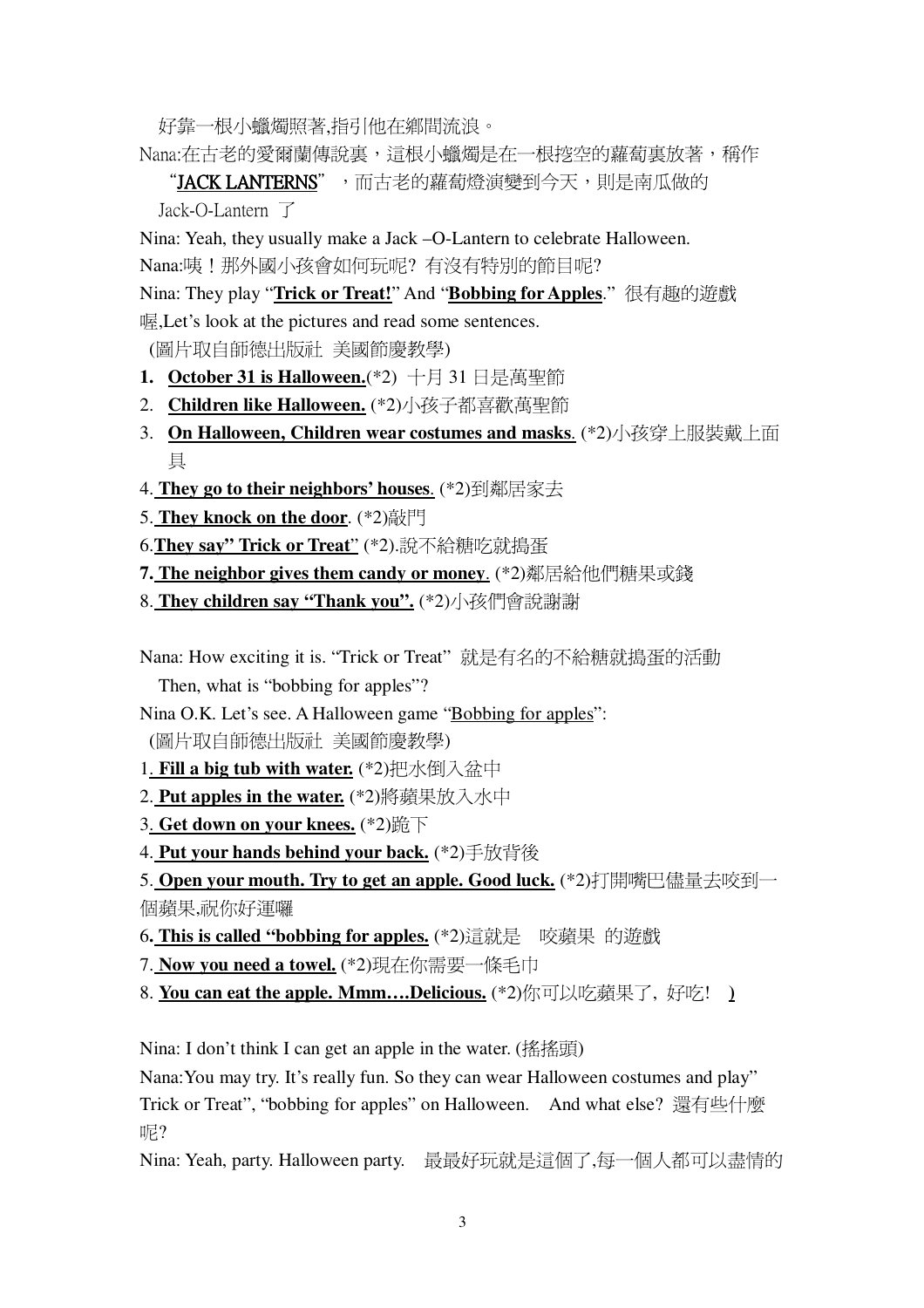好靠一根小蠟燭照著,指引他在鄉間流浪。

Nana:在古老的愛爾蘭傳說裏，這根小蠟燭是在一根挖空的蘿蔔裏放著，稱作 "**JACK LANTERNS**" ，而古老的蘿蔔燈演變到今天，則是南瓜做的 Jack-O-Lantern 了

Nina: Yeah, they usually make a Jack –O-Lantern to celebrate Halloween.

Nana:咦！那外國小孩會如何玩呢？有沒有特別的節目呢?

Nina: They play "**Trick or Treat!**" And "**Bobbing for Apples**." 很有趣的遊戲喔,Let's look at the pictures and read some sentences.

(圖片取自師德出版社 美國節慶教學)

1. **October 31 is Halloween.**(*2) 十月 31 日是萬聖節
2. **Children like Halloween.** (*2)小孩子都喜歡萬聖節
3. **On Halloween, Children wear costumes and masks**. (*2)小孩穿上服裝戴上面具
4. **They go to their neighbors' houses**. (*2)到鄰居家去
5. **They knock on the door**. (*2)敲門
6. **They say" Trick or Treat**" (*2).說不給糖吃就搗蛋
7. **The neighbor gives them candy or money**. (*2)鄰居給他們糖果或錢
8. **They children say "Thank you".** (*2)小孩們會說謝謝

Nana: How exciting it is. "Trick or Treat" 就是有名的不給糖就搗蛋的活動
Then, what is "bobbing for apples"?

Nina O.K. Let's see. A Halloween game "Bobbing for apples":

(圖片取自師德出版社 美國節慶教學)

1. **Fill a big tub with water.** (*2)把水倒入盆中
2. **Put apples in the water.** (*2)將蘋果放入水中
3. **Get down on your knees.** (*2)跪下
4. **Put your hands behind your back.** (*2)手放背後
5. **Open your mouth. Try to get an apple. Good luck.** (*2)打開嘴巴儘量去咬到一個蘋果,祝你好運囉
6. **This is called "bobbing for apples.** (*2)這就是 咬蘋果 的遊戲
7. **Now you need a towel.** (*2)現在你需要一條毛巾
8. **You can eat the apple. Mmm….Delicious.** (*2)你可以吃蘋果了, 好吃! )

Nina: I don't think I can get an apple in the water. (搖搖頭)

Nana:You may try. It's really fun. So they can wear Halloween costumes and play" Trick or Treat", "bobbing for apples" on Halloween. And what else? 還有些什麼呢?

Nina: Yeah, party. Halloween party. 最最好玩就是這個了,每一個人都可以盡情的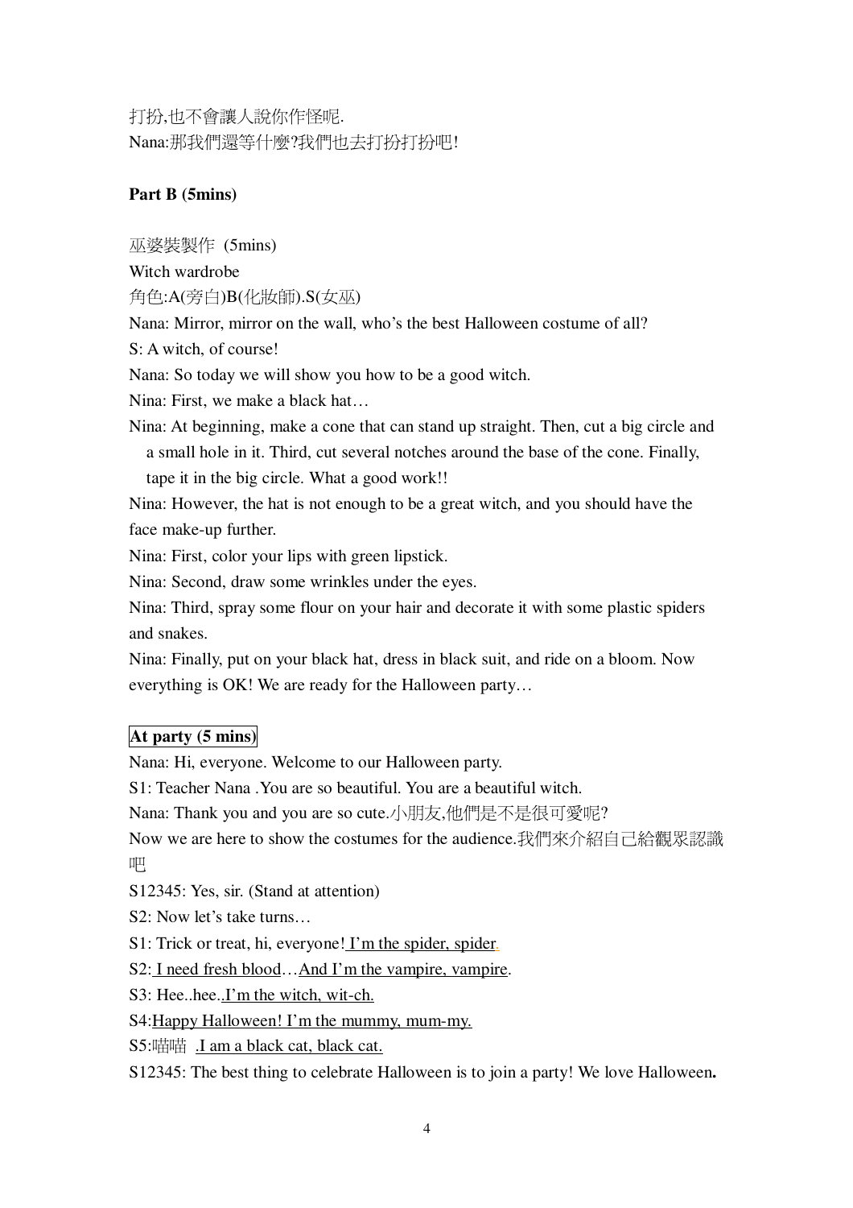打扮,也不會讓人說你作怪呢.

Nana:那我們還等什麼?我們也去打扮打扮吧!

**Part B (5mins)**

巫婆裝製作 (5mins)

Witch wardrobe

角色:A(旁白)B(化妝師).S(女巫)

Nana: Mirror, mirror on the wall, who's the best Halloween costume of all?

S: A witch, of course!

Nana: So today we will show you how to be a good witch.

Nina: First, we make a black hat…

Nina: At beginning, make a cone that can stand up straight. Then, cut a big circle and a small hole in it. Third, cut several notches around the base of the cone. Finally, tape it in the big circle. What a good work!!

Nina: However, the hat is not enough to be a great witch, and you should have the face make-up further.

Nina: First, color your lips with green lipstick.

Nina: Second, draw some wrinkles under the eyes.

Nina: Third, spray some flour on your hair and decorate it with some plastic spiders and snakes.

Nina: Finally, put on your black hat, dress in black suit, and ride on a bloom. Now everything is OK! We are ready for the Halloween party…

**At party (5 mins)**

Nana: Hi, everyone. Welcome to our Halloween party.

S1: Teacher Nana .You are so beautiful. You are a beautiful witch.

Nana: Thank you and you are so cute.小朋友,他們是不是很可愛呢?

Now we are here to show the costumes for the audience.我們來介紹自己給觀眾認識吧

S12345: Yes, sir. (Stand at attention)

S2: Now let's take turns…

S1: Trick or treat, hi, everyone! <u>I'm the spider, spider</u>.

S2: <u>I need fresh blood</u>…<u>And I'm the vampire, vampire</u>.

S3: Hee..hee..<u>I'm the witch, wit-ch.</u>

S4:<u>Happy Halloween! I'm the mummy, mum-my.</u>

S5:喵喵 <u>.I am a black cat, black cat.</u>

S12345: The best thing to celebrate Halloween is to join a party! We love Halloween**.**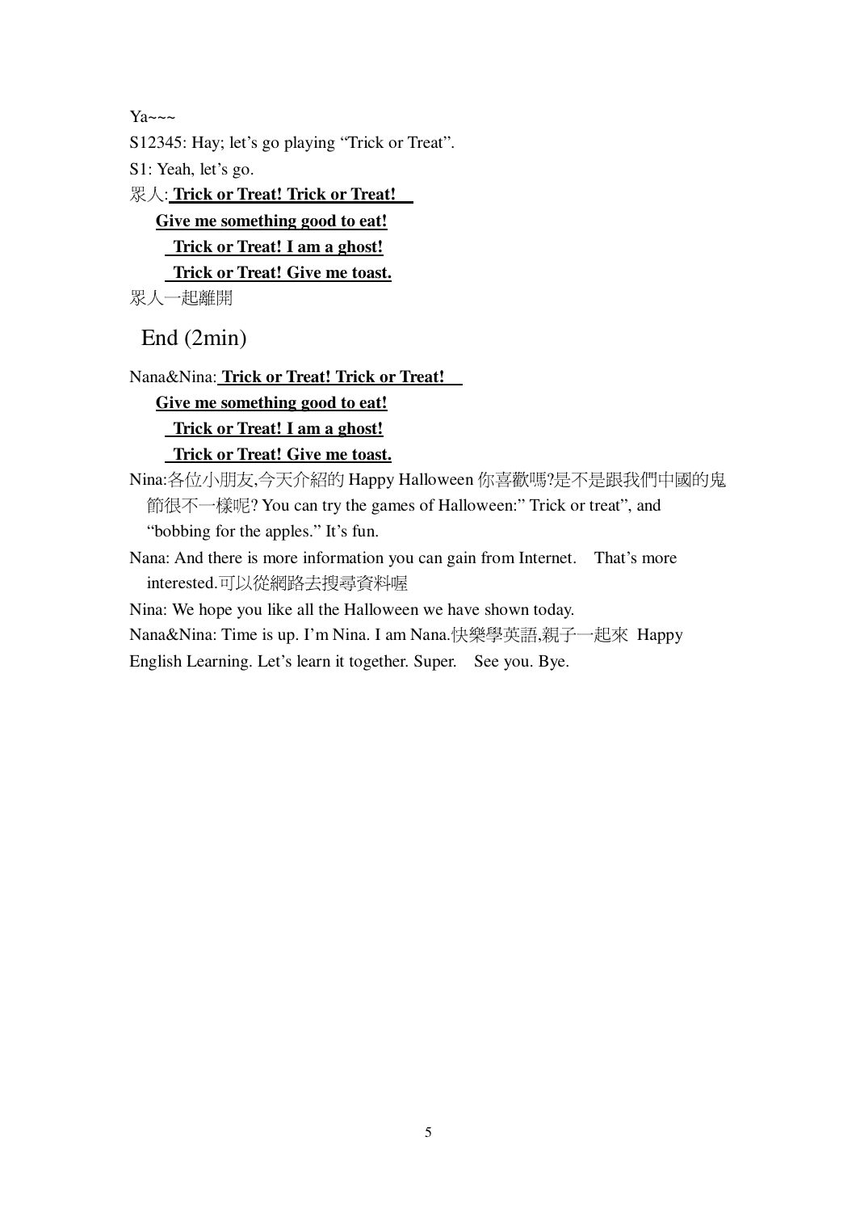Ya~~~

S12345: Hay; let's go playing "Trick or Treat".

S1: Yeah, let's go.

眾人: **Trick or Treat! Trick or Treat!**

**Give me something good to eat!**

**Trick or Treat! I am a ghost!**

**Trick or Treat! Give me toast.**

眾人一起離開

## End (2min)

Nana&Nina: **Trick or Treat! Trick or Treat!**

**Give me something good to eat!**

**Trick or Treat! I am a ghost!**

**Trick or Treat! Give me toast.**

Nina:各位小朋友,今天介紹的 Happy Halloween 你喜歡嗎?是不是跟我們中國的鬼節很不一樣呢? You can try the games of Halloween:" Trick or treat", and "bobbing for the apples." It's fun.

Nana: And there is more information you can gain from Internet. That's more interested.可以從網路去搜尋資料喔

Nina: We hope you like all the Halloween we have shown today.

Nana&Nina: Time is up. I'm Nina. I am Nana.快樂學英語,親子一起來 Happy English Learning. Let's learn it together. Super. See you. Bye.